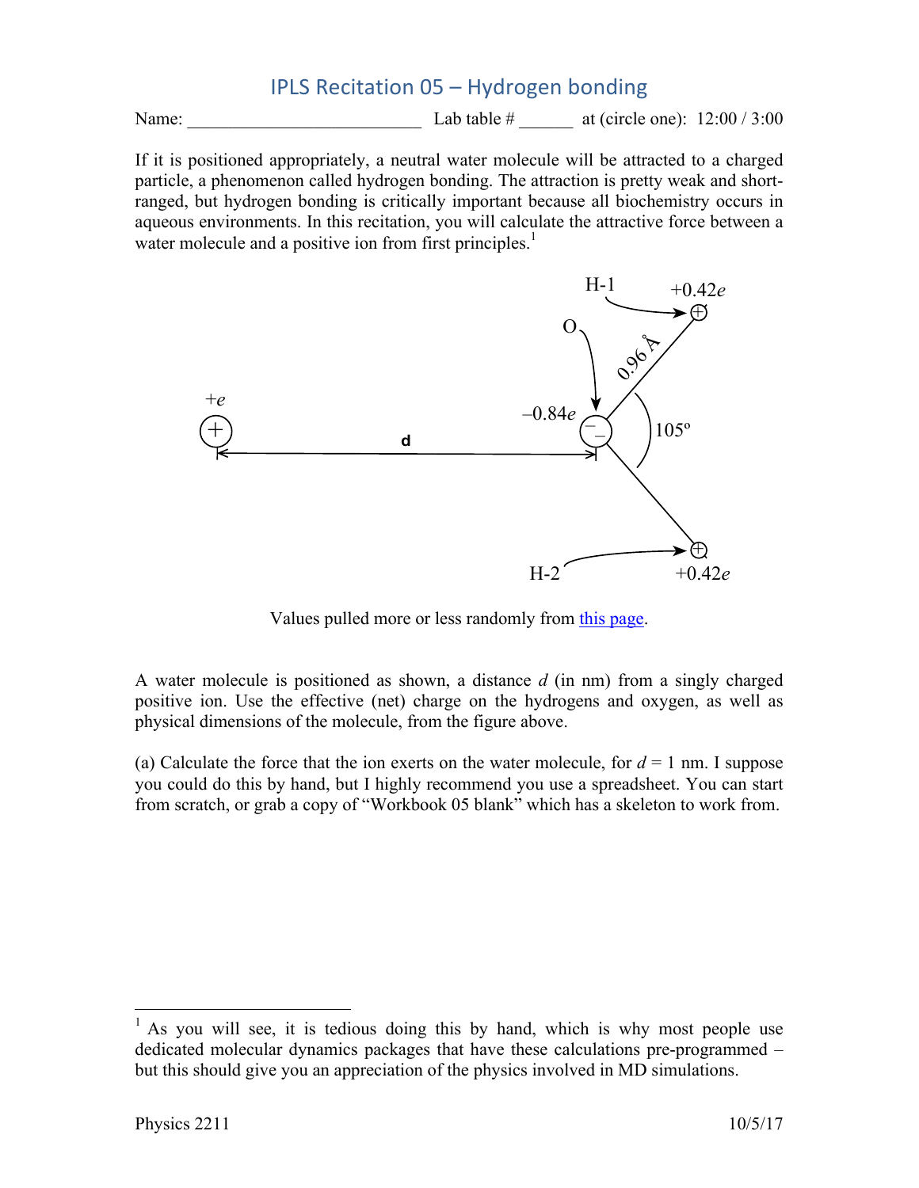# IPLS Recitation 05 – Hydrogen bonding

Name: __________________________ Lab table # ______ at (circle one): 12:00 / 3:00

If it is positioned appropriately, a neutral water molecule will be attracted to a charged particle, a phenomenon called hydrogen bonding. The attraction is pretty weak and short-ranged, but hydrogen bonding is critically important because all biochemistry occurs in aqueous environments. In this recitation, you will calculate the attractive force between a water molecule and a positive ion from first principles.[1]

Values pulled more or less randomly from this page.

A water molecule is positioned as shown, a distance $d$ (in nm) from a singly charged positive ion. Use the effective (net) charge on the hydrogens and oxygen, as well as physical dimensions of the molecule, from the figure above.

(a) Calculate the force that the ion exerts on the water molecule, for $d$ = 1 nm. I suppose you could do this by hand, but I highly recommend you use a spreadsheet. You can start from scratch, or grab a copy of "Workbook 05 blank" which has a skeleton to work from.

[1] As you will see, it is tedious doing this by hand, which is why most people use dedicated molecular dynamics packages that have these calculations pre-programmed – but this should give you an appreciation of the physics involved in MD simulations.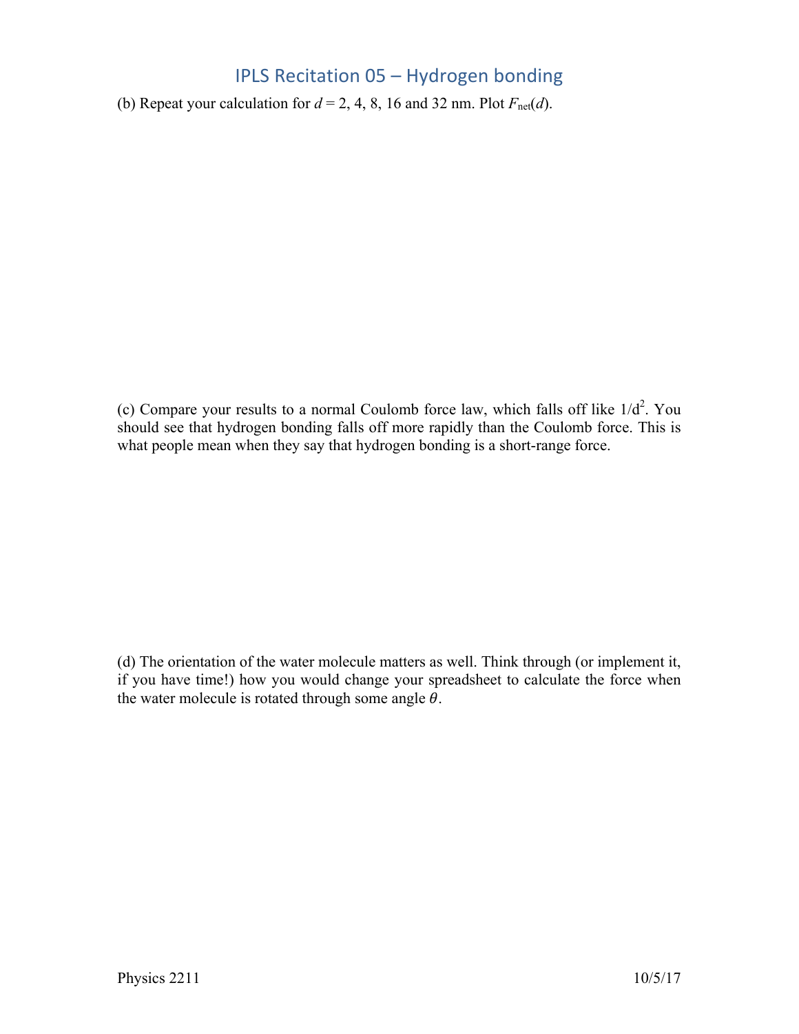(b) Repeat your calculation for $d = 2$, 4, 8, 16 and 32 nm. Plot $F_{\text{net}}(d)$.

(c) Compare your results to a normal Coulomb force law, which falls off like $1/d^2$. You should see that hydrogen bonding falls off more rapidly than the Coulomb force. This is what people mean when they say that hydrogen bonding is a short-range force.

(d) The orientation of the water molecule matters as well. Think through (or implement it, if you have time!) how you would change your spreadsheet to calculate the force when the water molecule is rotated through some angle $\theta$.